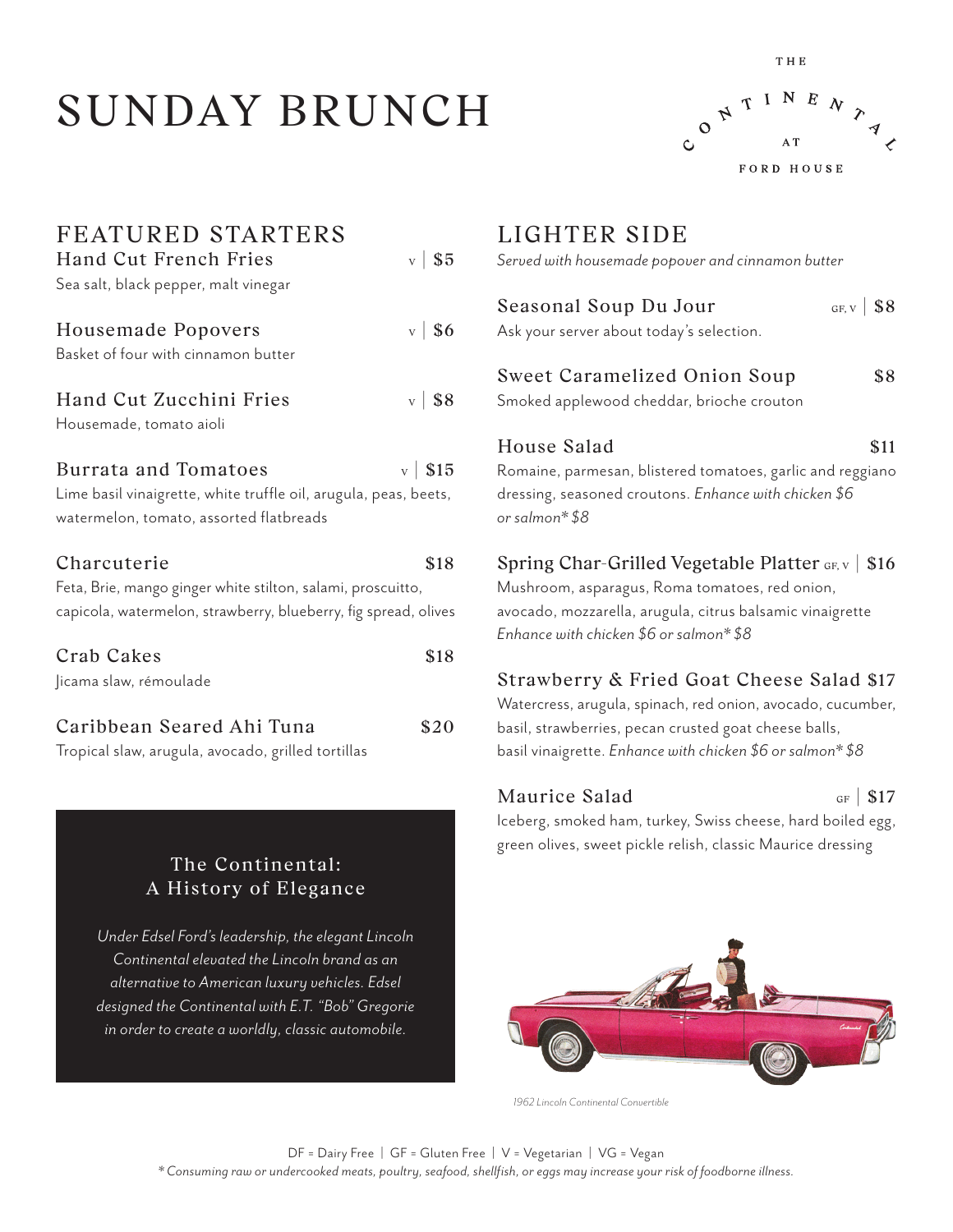# SUNDAY BRUNCH

THE CONTINENTAL AT FORD HOUSE

## FEATURED STARTERS

**Hand Cut French Fries** v | $5
Sea salt, black pepper, malt vinegar

**Housemade Popovers** v | $6
Basket of four with cinnamon butter

**Hand Cut Zucchini Fries** v | $8
Housemade, tomato aioli

**Burrata and Tomatoes** v | $15
Lime basil vinaigrette, white truffle oil, arugula, peas, beets, watermelon, tomato, assorted flatbreads

**Charcuterie** $18
Feta, Brie, mango ginger white stilton, salami, proscuitto, capicola, watermelon, strawberry, blueberry, fig spread, olives

**Crab Cakes** $18
Jicama slaw, rémoulade

**Caribbean Seared Ahi Tuna** $20
Tropical slaw, arugula, avocado, grilled tortillas

### The Continental: A History of Elegance

*Under Edsel Ford's leadership, the elegant Lincoln Continental elevated the Lincoln brand as an alternative to American luxury vehicles. Edsel designed the Continental with E.T. "Bob" Gregorie in order to create a worldly, classic automobile.*

## LIGHTER SIDE

*Served with housemade popover and cinnamon butter*

**Seasonal Soup Du Jour** GF, V | $8
Ask your server about today's selection.

**Sweet Caramelized Onion Soup** $8
Smoked applewood cheddar, brioche crouton

**House Salad** $11
Romaine, parmesan, blistered tomatoes, garlic and reggiano dressing, seasoned croutons. *Enhance with chicken $6 or salmon* $8*

**Spring Char-Grilled Vegetable Platter** GF, V | $16
Mushroom, asparagus, Roma tomatoes, red onion, avocado, mozzarella, arugula, citrus balsamic vinaigrette
*Enhance with chicken $6 or salmon* $8*

**Strawberry & Fried Goat Cheese Salad** $17
Watercress, arugula, spinach, red onion, avocado, cucumber, basil, strawberries, pecan crusted goat cheese balls, basil vinaigrette. *Enhance with chicken $6 or salmon* $8*

**Maurice Salad** GF | $17
Iceberg, smoked ham, turkey, Swiss cheese, hard boiled egg, green olives, sweet pickle relish, classic Maurice dressing

*1962 Lincoln Continental Convertible*

DF = Dairy Free | GF = Gluten Free | V = Vegetarian | VG = Vegan

*Consuming raw or undercooked meats, poultry, seafood, shellfish, or eggs may increase your risk of foodborne illness.*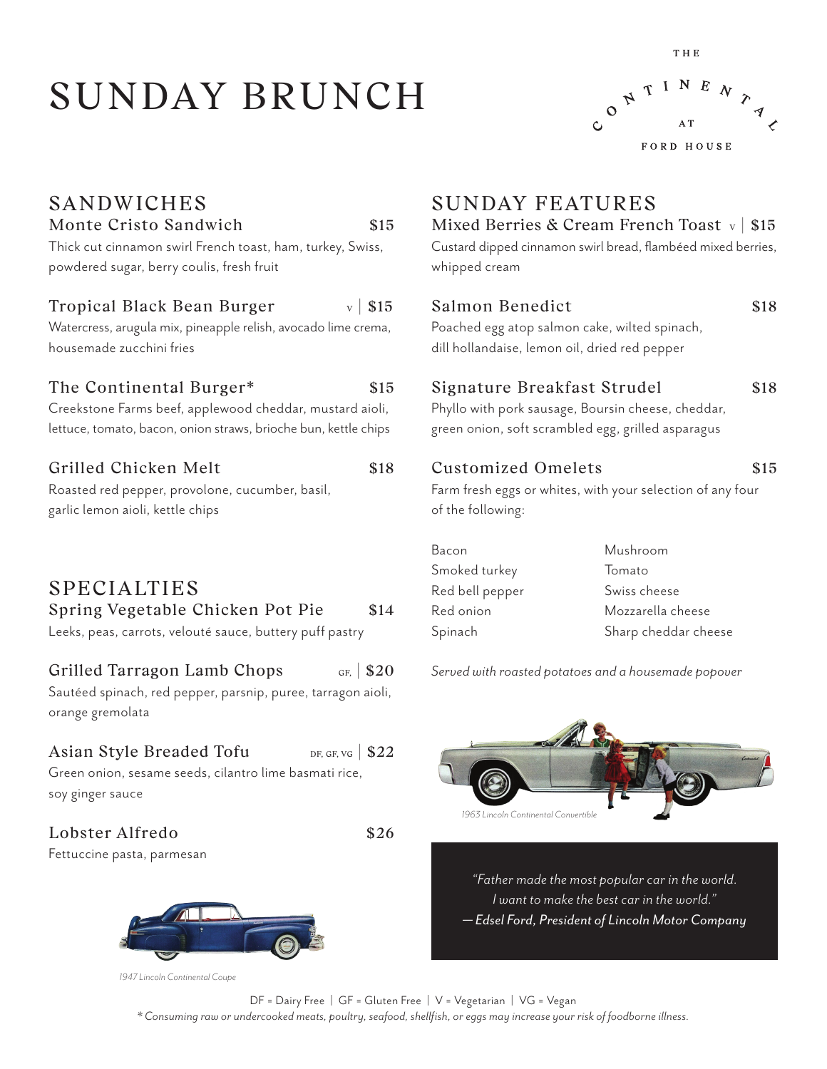# SUNDAY BRUNCH

THE CONTINENTAL AT FORD HOUSE

## SANDWICHES

### Monte Cristo Sandwich — $15
Thick cut cinnamon swirl French toast, ham, turkey, Swiss, powdered sugar, berry coulis, fresh fruit

### Tropical Black Bean Burger — V | $15
Watercress, arugula mix, pineapple relish, avocado lime crema, housemade zucchini fries

### The Continental Burger* — $15
Creekstone Farms beef, applewood cheddar, mustard aioli, lettuce, tomato, bacon, onion straws, brioche bun, kettle chips

### Grilled Chicken Melt — $18
Roasted red pepper, provolone, cucumber, basil, garlic lemon aioli, kettle chips

## SPECIALTIES

### Spring Vegetable Chicken Pot Pie — $14
Leeks, peas, carrots, velouté sauce, buttery puff pastry

### Grilled Tarragon Lamb Chops — GF, | $20
Sautéed spinach, red pepper, parsnip, puree, tarragon aioli, orange gremolata

### Asian Style Breaded Tofu — DF, GF, VG | $22
Green onion, sesame seeds, cilantro lime basmati rice, soy ginger sauce

### Lobster Alfredo — $26
Fettuccine pasta, parmesan

*1947 Lincoln Continental Coupe*

## SUNDAY FEATURES

### Mixed Berries & Cream French Toast — V | $15
Custard dipped cinnamon swirl bread, flambéed mixed berries, whipped cream

### Salmon Benedict — $18
Poached egg atop salmon cake, wilted spinach, dill hollandaise, lemon oil, dried red pepper

### Signature Breakfast Strudel — $18
Phyllo with pork sausage, Boursin cheese, cheddar, green onion, soft scrambled egg, grilled asparagus

### Customized Omelets — $15
Farm fresh eggs or whites, with your selection of any four of the following:

- Bacon
- Smoked turkey
- Red bell pepper
- Red onion
- Spinach
- Mushroom
- Tomato
- Swiss cheese
- Mozzarella cheese
- Sharp cheddar cheese

*Served with roasted potatoes and a housemade popover*

*1963 Lincoln Continental Convertible*

*"Father made the most popular car in the world. I want to make the best car in the world."*
*— Edsel Ford, President of Lincoln Motor Company*

DF = Dairy Free | GF = Gluten Free | V = Vegetarian | VG = Vegan

*\* Consuming raw or undercooked meats, poultry, seafood, shellfish, or eggs may increase your risk of foodborne illness.*